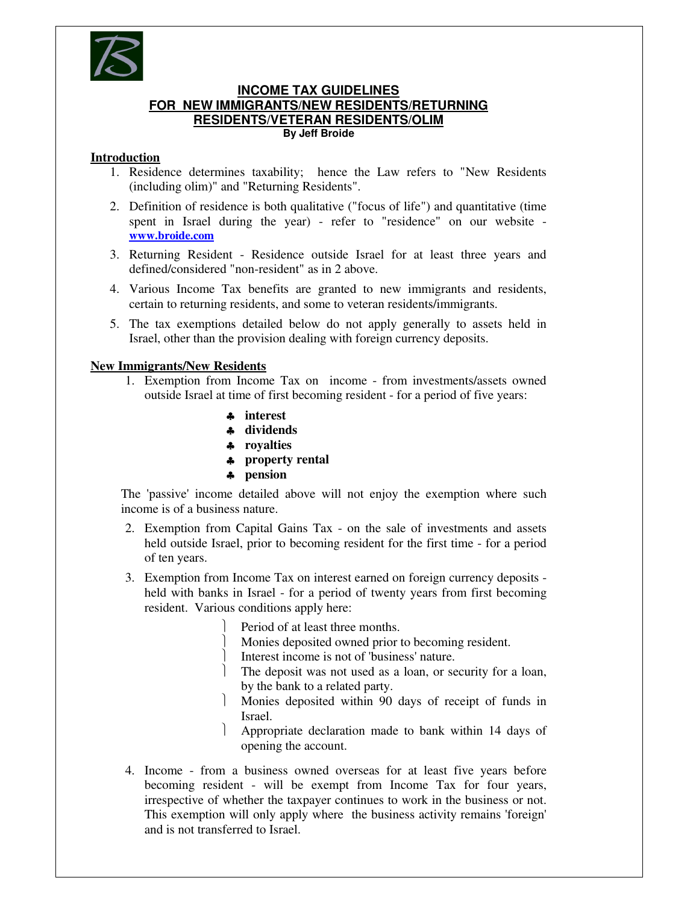# INCOME TAX GUIDELINES FOR NEW IMMIGRANTS/NEW RESIDENTS/RETURNING RESIDENTS/VETERAN RESIDENTS/OLIM

**By Jeff Broide**

## Introduction

1. Residence determines taxability; hence the Law refers to "New Residents (including olim)" and "Returning Residents".
2. Definition of residence is both qualitative ("focus of life") and quantitative (time spent in Israel during the year) - refer to "residence" on our website - **www.broide.com**
3. Returning Resident - Residence outside Israel for at least three years and defined/considered "non-resident" as in 2 above.
4. Various Income Tax benefits are granted to new immigrants and residents, certain to returning residents, and some to veteran residents/immigrants.
5. The tax exemptions detailed below do not apply generally to assets held in Israel, other than the provision dealing with foreign currency deposits.

## New Immigrants/New Residents

1. Exemption from Income Tax on income - from investments/assets owned outside Israel at time of first becoming resident - for a period of five years:
   - **interest**
   - **dividends**
   - **royalties**
   - **property rental**
   - **pension**

   The 'passive' income detailed above will not enjoy the exemption where such income is of a business nature.

2. Exemption from Capital Gains Tax - on the sale of investments and assets held outside Israel, prior to becoming resident for the first time - for a period of ten years.
3. Exemption from Income Tax on interest earned on foreign currency deposits - held with banks in Israel - for a period of twenty years from first becoming resident. Various conditions apply here:
   - Period of at least three months.
   - Monies deposited owned prior to becoming resident.
   - Interest income is not of 'business' nature.
   - The deposit was not used as a loan, or security for a loan, by the bank to a related party.
   - Monies deposited within 90 days of receipt of funds in Israel.
   - Appropriate declaration made to bank within 14 days of opening the account.
4. Income - from a business owned overseas for at least five years before becoming resident - will be exempt from Income Tax for four years, irrespective of whether the taxpayer continues to work in the business or not. This exemption will only apply where the business activity remains 'foreign' and is not transferred to Israel.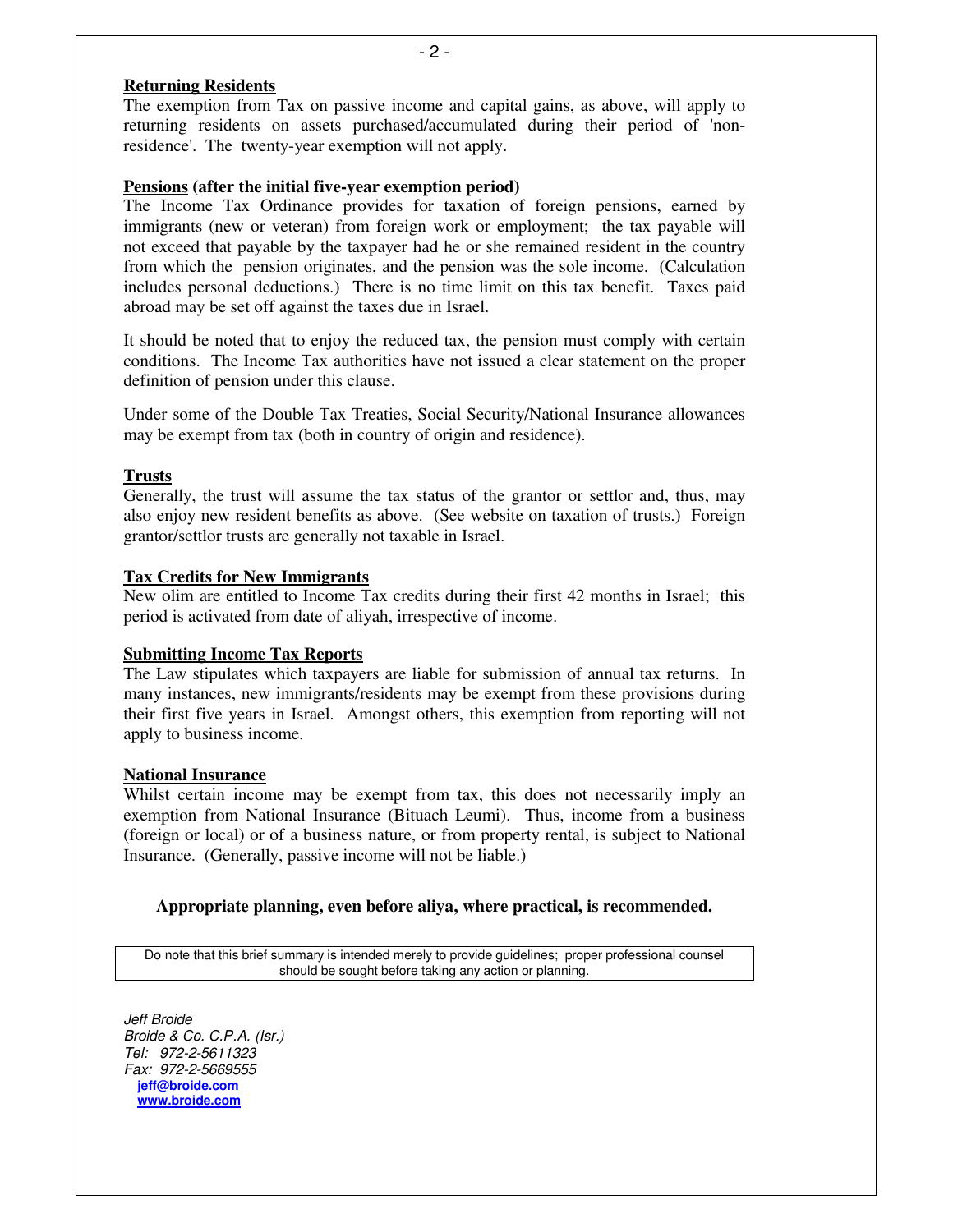## Returning Residents

The exemption from Tax on passive income and capital gains, as above, will apply to returning residents on assets purchased/accumulated during their period of 'non-residence'. The twenty-year exemption will not apply.

## Pensions (after the initial five-year exemption period)

The Income Tax Ordinance provides for taxation of foreign pensions, earned by immigrants (new or veteran) from foreign work or employment; the tax payable will not exceed that payable by the taxpayer had he or she remained resident in the country from which the pension originates, and the pension was the sole income. (Calculation includes personal deductions.) There is no time limit on this tax benefit. Taxes paid abroad may be set off against the taxes due in Israel.

It should be noted that to enjoy the reduced tax, the pension must comply with certain conditions. The Income Tax authorities have not issued a clear statement on the proper definition of pension under this clause.

Under some of the Double Tax Treaties, Social Security/National Insurance allowances may be exempt from tax (both in country of origin and residence).

## Trusts

Generally, the trust will assume the tax status of the grantor or settlor and, thus, may also enjoy new resident benefits as above. (See website on taxation of trusts.) Foreign grantor/settlor trusts are generally not taxable in Israel.

## Tax Credits for New Immigrants

New olim are entitled to Income Tax credits during their first 42 months in Israel; this period is activated from date of aliyah, irrespective of income.

## Submitting Income Tax Reports

The Law stipulates which taxpayers are liable for submission of annual tax returns. In many instances, new immigrants/residents may be exempt from these provisions during their first five years in Israel. Amongst others, this exemption from reporting will not apply to business income.

## National Insurance

Whilst certain income may be exempt from tax, this does not necessarily imply an exemption from National Insurance (Bituach Leumi). Thus, income from a business (foreign or local) or of a business nature, or from property rental, is subject to National Insurance. (Generally, passive income will not be liable.)

**Appropriate planning, even before aliya, where practical, is recommended.**

> Do note that this brief summary is intended merely to provide guidelines; proper professional counsel should be sought before taking any action or planning.

*Jeff Broide*
*Broide & Co. C.P.A. (Isr.)*
*Tel: 972-2-5611323*
*Fax: 972-2-5669555*
**jeff@broide.com**
**www.broide.com**